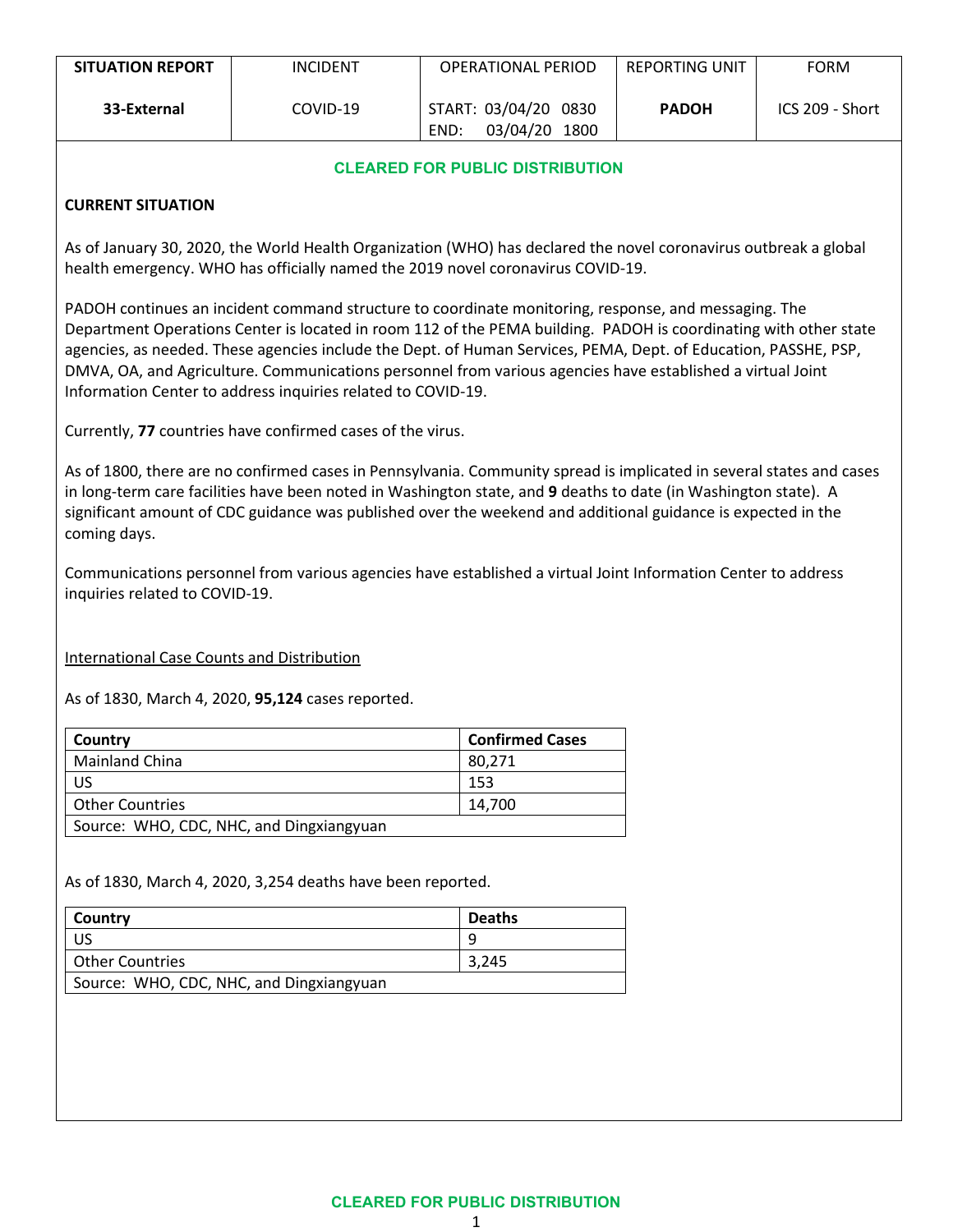| SITUATION REPORT | INCIDENT | OPERATIONAL PERIOD | REPORTING UNIT | FORM |
|---|---|---|---|---|
| **33-External** | COVID-19 | START: 03/04/20 0830<br>END: 03/04/20 1800 | **PADOH** | ICS 209 - Short |

**CLEARED FOR PUBLIC DISTRIBUTION**

**CURRENT SITUATION**

As of January 30, 2020, the World Health Organization (WHO) has declared the novel coronavirus outbreak a global health emergency. WHO has officially named the 2019 novel coronavirus COVID-19.

PADOH continues an incident command structure to coordinate monitoring, response, and messaging. The Department Operations Center is located in room 112 of the PEMA building. PADOH is coordinating with other state agencies, as needed. These agencies include the Dept. of Human Services, PEMA, Dept. of Education, PASSHE, PSP, DMVA, OA, and Agriculture. Communications personnel from various agencies have established a virtual Joint Information Center to address inquiries related to COVID-19.

Currently, **77** countries have confirmed cases of the virus.

As of 1800, there are no confirmed cases in Pennsylvania. Community spread is implicated in several states and cases in long-term care facilities have been noted in Washington state, and **9** deaths to date (in Washington state). A significant amount of CDC guidance was published over the weekend and additional guidance is expected in the coming days.

Communications personnel from various agencies have established a virtual Joint Information Center to address inquiries related to COVID-19.

International Case Counts and Distribution

As of 1830, March 4, 2020, **95,124** cases reported.

| Country | Confirmed Cases |
|---|---|
| Mainland China | 80,271 |
| US | 153 |
| Other Countries | 14,700 |
| Source: WHO, CDC, NHC, and Dingxiangyuan | |

As of 1830, March 4, 2020, 3,254 deaths have been reported.

| Country | Deaths |
|---|---|
| US | 9 |
| Other Countries | 3,245 |
| Source: WHO, CDC, NHC, and Dingxiangyuan | |

**CLEARED FOR PUBLIC DISTRIBUTION**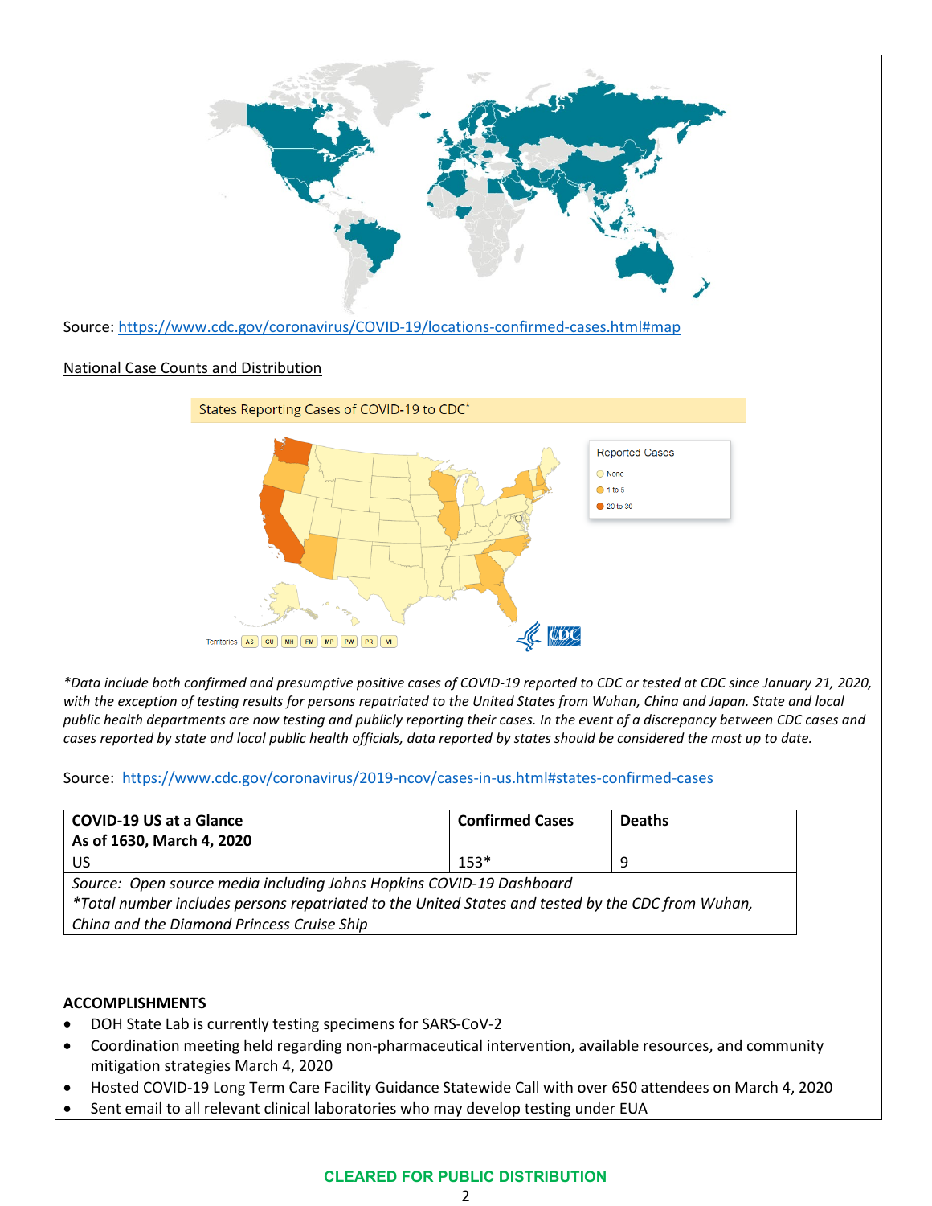Source: https://www.cdc.gov/coronavirus/COVID-19/locations-confirmed-cases.html#map

National Case Counts and Distribution

States Reporting Cases of COVID-19 to CDC*

Reported Cases
- None
- 1 to 5
- 20 to 30

Territories AS GU MH FM MP PW PR VI

*\*Data include both confirmed and presumptive positive cases of COVID-19 reported to CDC or tested at CDC since January 21, 2020, with the exception of testing results for persons repatriated to the United States from Wuhan, China and Japan. State and local public health departments are now testing and publicly reporting their cases. In the event of a discrepancy between CDC cases and cases reported by state and local public health officials, data reported by states should be considered the most up to date.*

Source: https://www.cdc.gov/coronavirus/2019-ncov/cases-in-us.html#states-confirmed-cases

| COVID-19 US at a Glance As of 1630, March 4, 2020 | Confirmed Cases | Deaths |
|---|---|---|
| US | 153* | 9 |
| *Source: Open source media including Johns Hopkins COVID-19 Dashboard* *\*Total number includes persons repatriated to the United States and tested by the CDC from Wuhan, China and the Diamond Princess Cruise Ship* | | |

**ACCOMPLISHMENTS**

- DOH State Lab is currently testing specimens for SARS-CoV-2
- Coordination meeting held regarding non-pharmaceutical intervention, available resources, and community mitigation strategies March 4, 2020
- Hosted COVID-19 Long Term Care Facility Guidance Statewide Call with over 650 attendees on March 4, 2020
- Sent email to all relevant clinical laboratories who may develop testing under EUA

**CLEARED FOR PUBLIC DISTRIBUTION**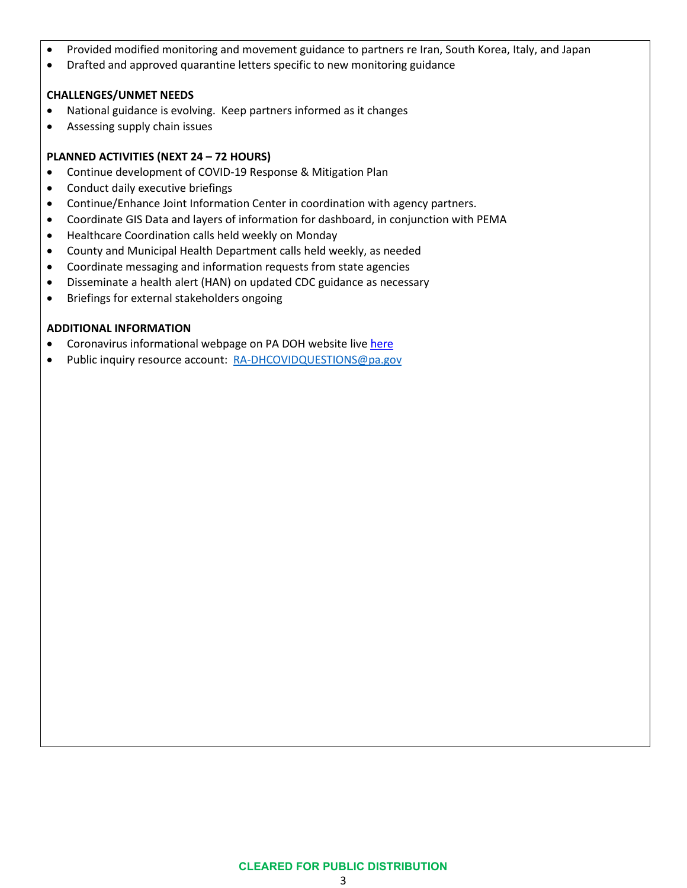- Provided modified monitoring and movement guidance to partners re Iran, South Korea, Italy, and Japan
- Drafted and approved quarantine letters specific to new monitoring guidance

**CHALLENGES/UNMET NEEDS**

- National guidance is evolving. Keep partners informed as it changes
- Assessing supply chain issues

**PLANNED ACTIVITIES (NEXT 24 – 72 HOURS)**

- Continue development of COVID-19 Response & Mitigation Plan
- Conduct daily executive briefings
- Continue/Enhance Joint Information Center in coordination with agency partners.
- Coordinate GIS Data and layers of information for dashboard, in conjunction with PEMA
- Healthcare Coordination calls held weekly on Monday
- County and Municipal Health Department calls held weekly, as needed
- Coordinate messaging and information requests from state agencies
- Disseminate a health alert (HAN) on updated CDC guidance as necessary
- Briefings for external stakeholders ongoing

**ADDITIONAL INFORMATION**

- Coronavirus informational webpage on PA DOH website live here
- Public inquiry resource account: RA-DHCOVIDQUESTIONS@pa.gov

CLEARED FOR PUBLIC DISTRIBUTION